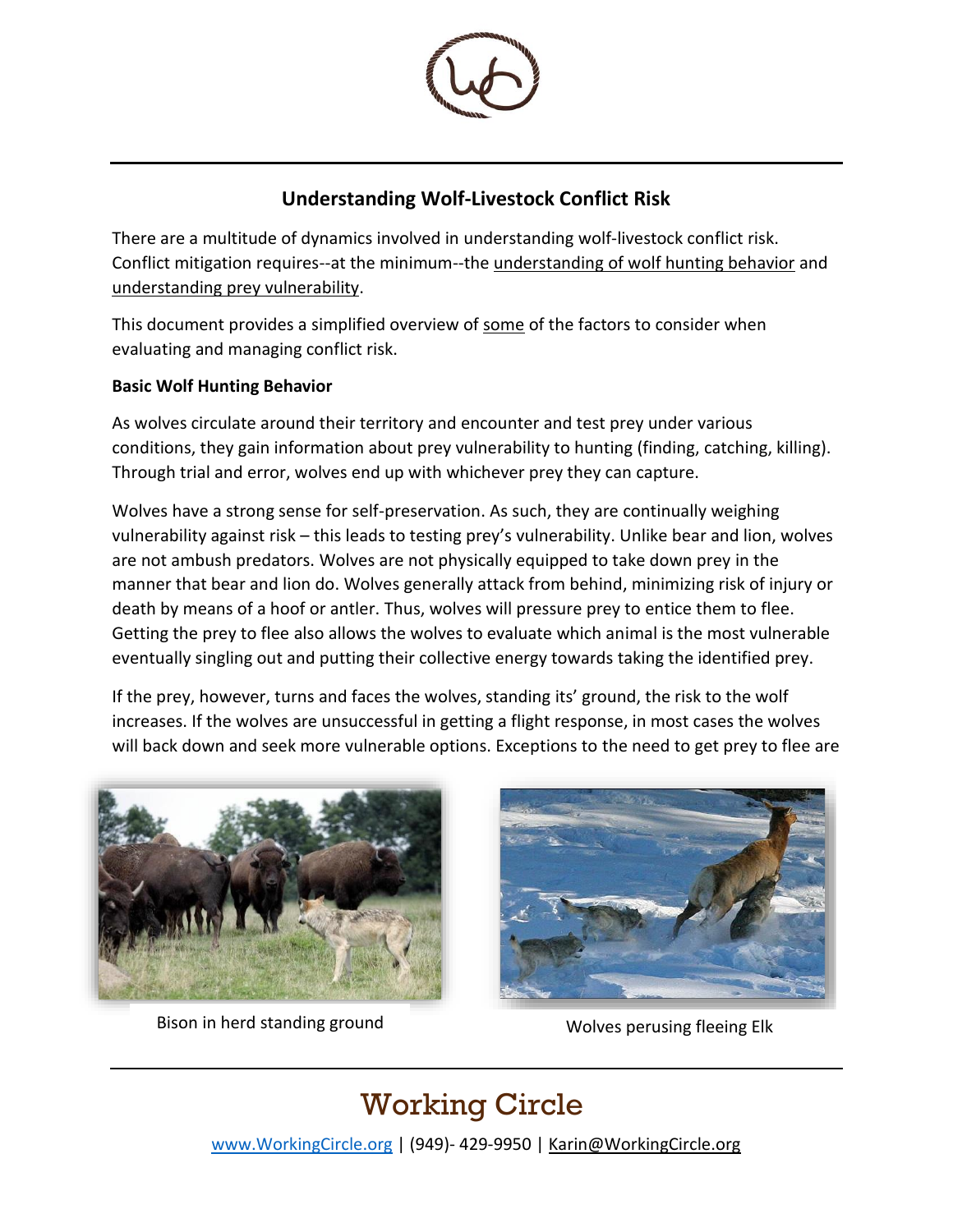## Understanding Wolf-Livestock Conflict Risk

There are a multitude of dynamics involved in understanding wolf-livestock conflict risk. Conflict mitigation requires--at the minimum--the understanding of wolf hunting behavior and understanding prey vulnerability.

This document provides a simplified overview of some of the factors to consider when evaluating and managing conflict risk.

**Basic Wolf Hunting Behavior**

As wolves circulate around their territory and encounter and test prey under various conditions, they gain information about prey vulnerability to hunting (finding, catching, killing). Through trial and error, wolves end up with whichever prey they can capture.

Wolves have a strong sense for self-preservation. As such, they are continually weighing vulnerability against risk – this leads to testing prey's vulnerability. Unlike bear and lion, wolves are not ambush predators. Wolves are not physically equipped to take down prey in the manner that bear and lion do. Wolves generally attack from behind, minimizing risk of injury or death by means of a hoof or antler. Thus, wolves will pressure prey to entice them to flee. Getting the prey to flee also allows the wolves to evaluate which animal is the most vulnerable eventually singling out and putting their collective energy towards taking the identified prey.

If the prey, however, turns and faces the wolves, standing its' ground, the risk to the wolf increases. If the wolves are unsuccessful in getting a flight response, in most cases the wolves will back down and seek more vulnerable options. Exceptions to the need to get prey to flee are

Bison in herd standing ground

Wolves perusing fleeing Elk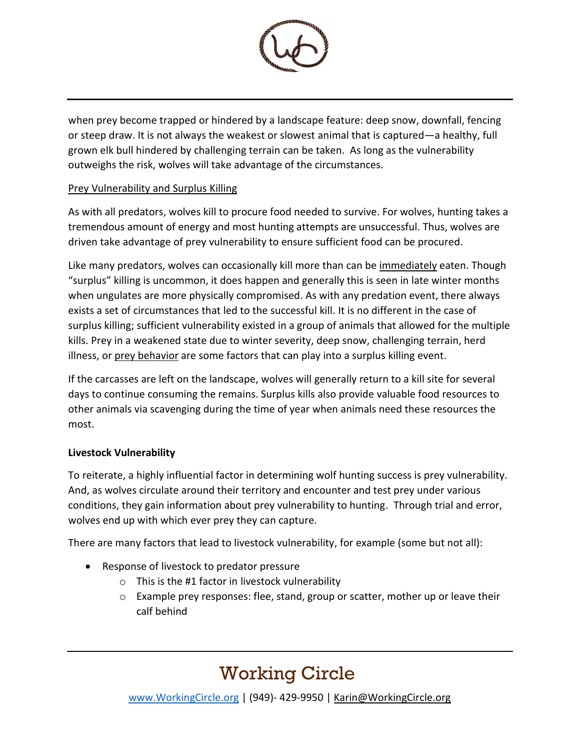when prey become trapped or hindered by a landscape feature: deep snow, downfall, fencing or steep draw. It is not always the weakest or slowest animal that is captured—a healthy, full grown elk bull hindered by challenging terrain can be taken. As long as the vulnerability outweighs the risk, wolves will take advantage of the circumstances.

<u>Prey Vulnerability and Surplus Killing</u>

As with all predators, wolves kill to procure food needed to survive. For wolves, hunting takes a tremendous amount of energy and most hunting attempts are unsuccessful. Thus, wolves are driven take advantage of prey vulnerability to ensure sufficient food can be procured.

Like many predators, wolves can occasionally kill more than can be <u>immediately</u> eaten. Though "surplus" killing is uncommon, it does happen and generally this is seen in late winter months when ungulates are more physically compromised. As with any predation event, there always exists a set of circumstances that led to the successful kill. It is no different in the case of surplus killing; sufficient vulnerability existed in a group of animals that allowed for the multiple kills. Prey in a weakened state due to winter severity, deep snow, challenging terrain, herd illness, or <u>prey behavior</u> are some factors that can play into a surplus killing event.

If the carcasses are left on the landscape, wolves will generally return to a kill site for several days to continue consuming the remains. Surplus kills also provide valuable food resources to other animals via scavenging during the time of year when animals need these resources the most.

**Livestock Vulnerability**

To reiterate, a highly influential factor in determining wolf hunting success is prey vulnerability. And, as wolves circulate around their territory and encounter and test prey under various conditions, they gain information about prey vulnerability to hunting. Through trial and error, wolves end up with which ever prey they can capture.

There are many factors that lead to livestock vulnerability, for example (some but not all):

- Response of livestock to predator pressure
  - This is the #1 factor in livestock vulnerability
  - Example prey responses: flee, stand, group or scatter, mother up or leave their calf behind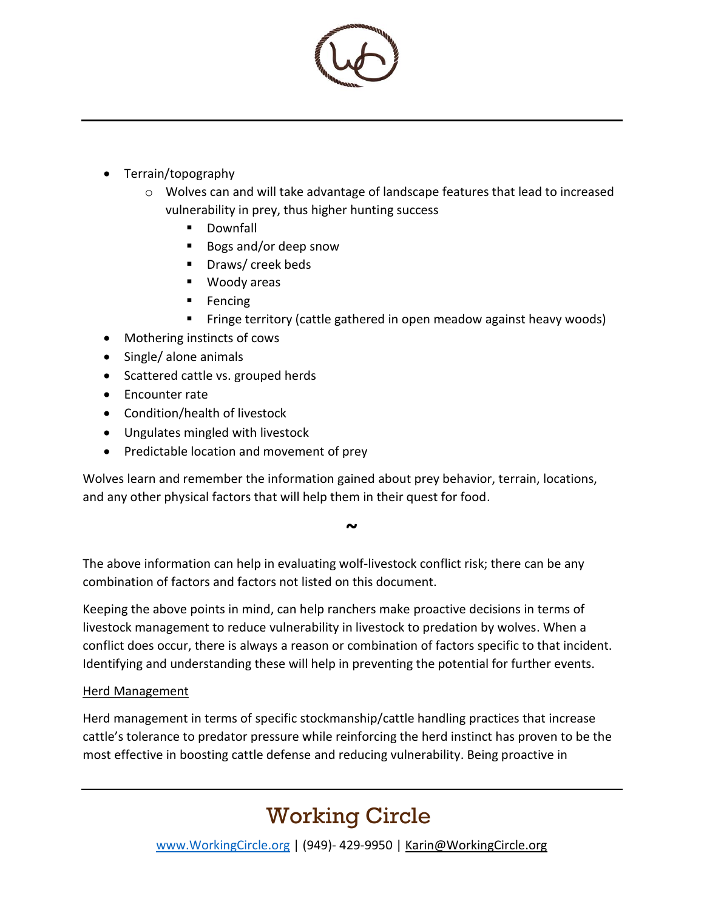- Terrain/topography
  - Wolves can and will take advantage of landscape features that lead to increased vulnerability in prey, thus higher hunting success
    - Downfall
    - Bogs and/or deep snow
    - Draws/ creek beds
    - Woody areas
    - Fencing
    - Fringe territory (cattle gathered in open meadow against heavy woods)
- Mothering instincts of cows
- Single/ alone animals
- Scattered cattle vs. grouped herds
- Encounter rate
- Condition/health of livestock
- Ungulates mingled with livestock
- Predictable location and movement of prey

Wolves learn and remember the information gained about prey behavior, terrain, locations, and any other physical factors that will help them in their quest for food.

~

The above information can help in evaluating wolf-livestock conflict risk; there can be any combination of factors and factors not listed on this document.

Keeping the above points in mind, can help ranchers make proactive decisions in terms of livestock management to reduce vulnerability in livestock to predation by wolves. When a conflict does occur, there is always a reason or combination of factors specific to that incident. Identifying and understanding these will help in preventing the potential for further events.

<u>Herd Management</u>

Herd management in terms of specific stockmanship/cattle handling practices that increase cattle's tolerance to predator pressure while reinforcing the herd instinct has proven to be the most effective in boosting cattle defense and reducing vulnerability. Being proactive in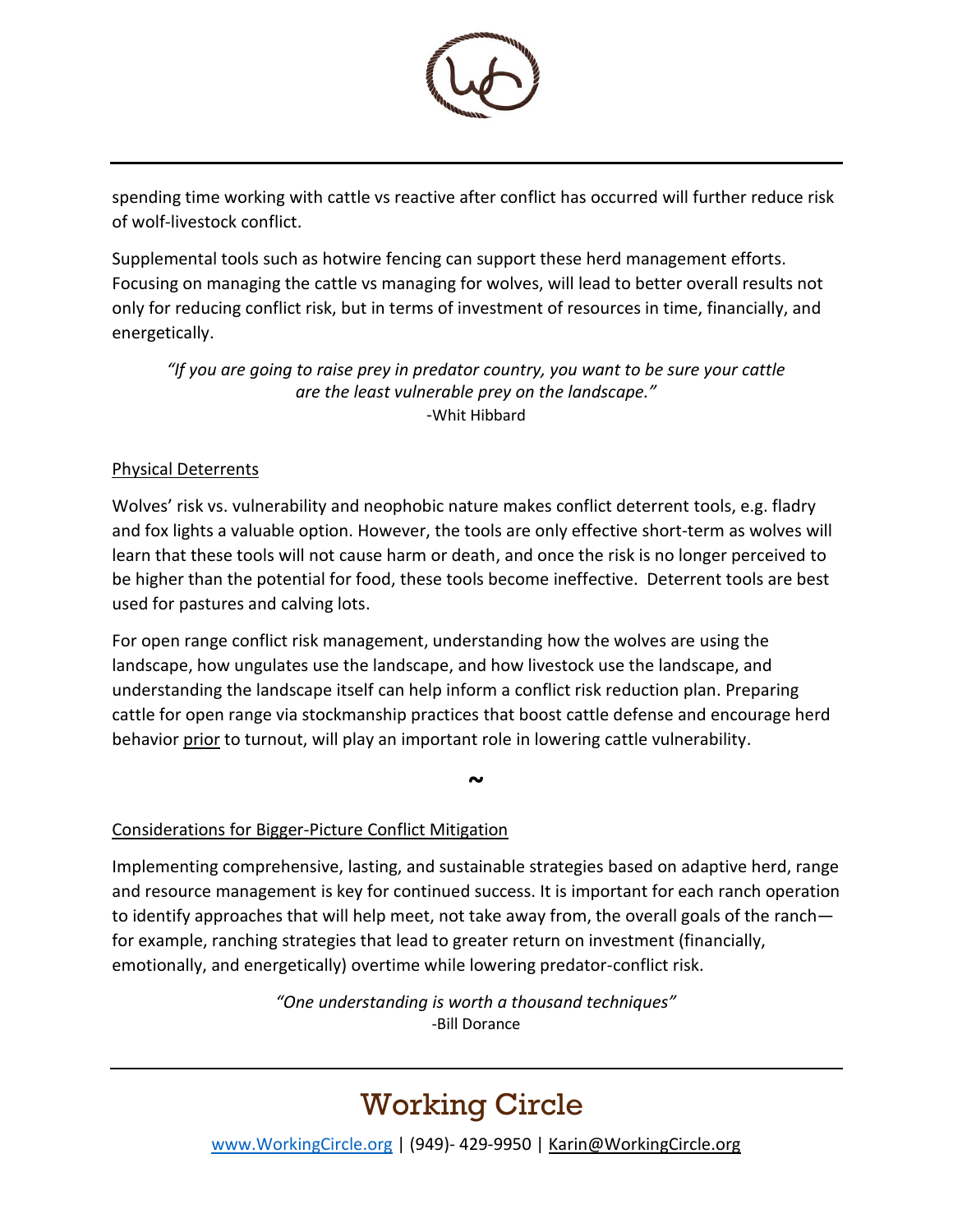spending time working with cattle vs reactive after conflict has occurred will further reduce risk of wolf-livestock conflict.

Supplemental tools such as hotwire fencing can support these herd management efforts. Focusing on managing the cattle vs managing for wolves, will lead to better overall results not only for reducing conflict risk, but in terms of investment of resources in time, financially, and energetically.

> *"If you are going to raise prey in predator country, you want to be sure your cattle are the least vulnerable prey on the landscape."*
> -Whit Hibbard

<u>Physical Deterrents</u>

Wolves' risk vs. vulnerability and neophobic nature makes conflict deterrent tools, e.g. fladry and fox lights a valuable option. However, the tools are only effective short-term as wolves will learn that these tools will not cause harm or death, and once the risk is no longer perceived to be higher than the potential for food, these tools become ineffective. Deterrent tools are best used for pastures and calving lots.

For open range conflict risk management, understanding how the wolves are using the landscape, how ungulates use the landscape, and how livestock use the landscape, and understanding the landscape itself can help inform a conflict risk reduction plan. Preparing cattle for open range via stockmanship practices that boost cattle defense and encourage herd behavior <u>prior</u> to turnout, will play an important role in lowering cattle vulnerability.

~

<u>Considerations for Bigger-Picture Conflict Mitigation</u>

Implementing comprehensive, lasting, and sustainable strategies based on adaptive herd, range and resource management is key for continued success. It is important for each ranch operation to identify approaches that will help meet, not take away from, the overall goals of the ranch—for example, ranching strategies that lead to greater return on investment (financially, emotionally, and energetically) overtime while lowering predator-conflict risk.

> *"One understanding is worth a thousand techniques"*
> -Bill Dorance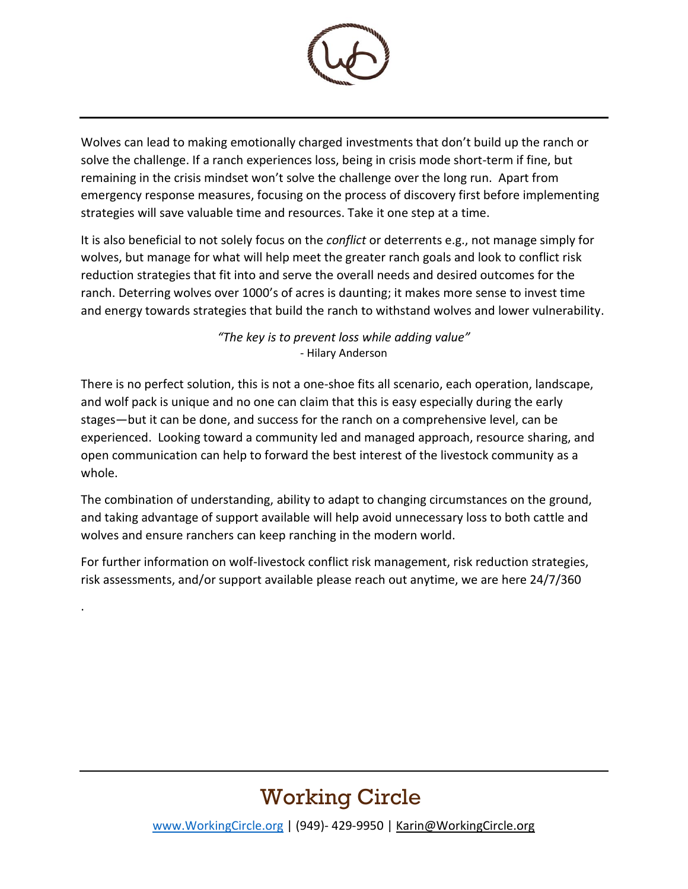Wolves can lead to making emotionally charged investments that don't build up the ranch or solve the challenge. If a ranch experiences loss, being in crisis mode short-term if fine, but remaining in the crisis mindset won't solve the challenge over the long run. Apart from emergency response measures, focusing on the process of discovery first before implementing strategies will save valuable time and resources. Take it one step at a time.

It is also beneficial to not solely focus on the *conflict* or deterrents e.g., not manage simply for wolves, but manage for what will help meet the greater ranch goals and look to conflict risk reduction strategies that fit into and serve the overall needs and desired outcomes for the ranch. Deterring wolves over 1000's of acres is daunting; it makes more sense to invest time and energy towards strategies that build the ranch to withstand wolves and lower vulnerability.

*"The key is to prevent loss while adding value"*
- Hilary Anderson

There is no perfect solution, this is not a one-shoe fits all scenario, each operation, landscape, and wolf pack is unique and no one can claim that this is easy especially during the early stages—but it can be done, and success for the ranch on a comprehensive level, can be experienced. Looking toward a community led and managed approach, resource sharing, and open communication can help to forward the best interest of the livestock community as a whole.

The combination of understanding, ability to adapt to changing circumstances on the ground, and taking advantage of support available will help avoid unnecessary loss to both cattle and wolves and ensure ranchers can keep ranching in the modern world.

For further information on wolf-livestock conflict risk management, risk reduction strategies, risk assessments, and/or support available please reach out anytime, we are here 24/7/360

.

Working Circle

www.WorkingCircle.org | (949)- 429-9950 | Karin@WorkingCircle.org